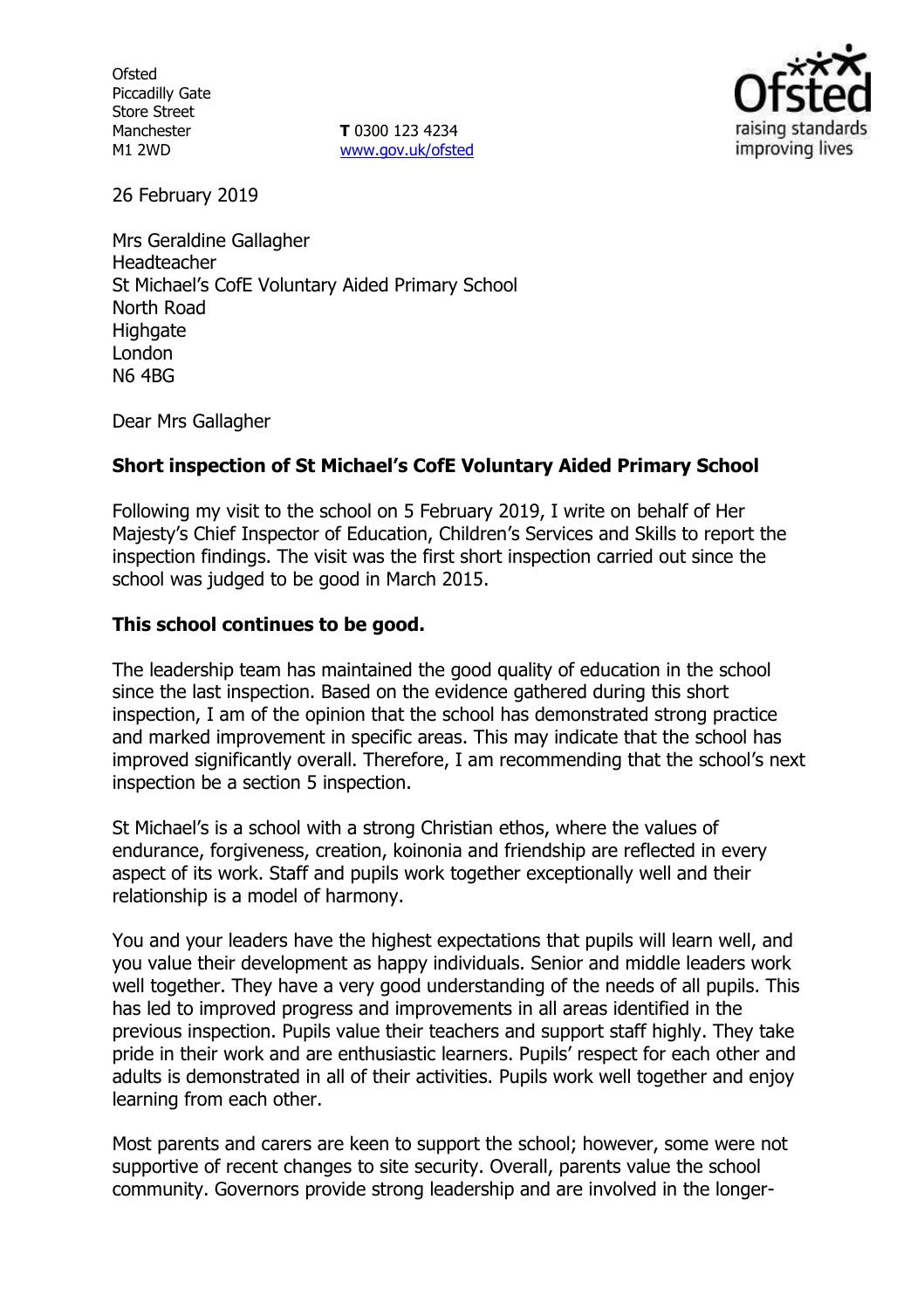Ofsted
Piccadilly Gate
Store Street
Manchester
M1 2WD

**T** 0300 123 4234
www.gov.uk/ofsted

26 February 2019

Mrs Geraldine Gallagher
Headteacher
St Michael's CofE Voluntary Aided Primary School
North Road
Highgate
London
N6 4BG

Dear Mrs Gallagher

**Short inspection of St Michael's CofE Voluntary Aided Primary School**

Following my visit to the school on 5 February 2019, I write on behalf of Her Majesty's Chief Inspector of Education, Children's Services and Skills to report the inspection findings. The visit was the first short inspection carried out since the school was judged to be good in March 2015.

**This school continues to be good.**

The leadership team has maintained the good quality of education in the school since the last inspection. Based on the evidence gathered during this short inspection, I am of the opinion that the school has demonstrated strong practice and marked improvement in specific areas. This may indicate that the school has improved significantly overall. Therefore, I am recommending that the school's next inspection be a section 5 inspection.

St Michael's is a school with a strong Christian ethos, where the values of endurance, forgiveness, creation, koinonia and friendship are reflected in every aspect of its work. Staff and pupils work together exceptionally well and their relationship is a model of harmony.

You and your leaders have the highest expectations that pupils will learn well, and you value their development as happy individuals. Senior and middle leaders work well together. They have a very good understanding of the needs of all pupils. This has led to improved progress and improvements in all areas identified in the previous inspection. Pupils value their teachers and support staff highly. They take pride in their work and are enthusiastic learners. Pupils' respect for each other and adults is demonstrated in all of their activities. Pupils work well together and enjoy learning from each other.

Most parents and carers are keen to support the school; however, some were not supportive of recent changes to site security. Overall, parents value the school community. Governors provide strong leadership and are involved in the longer-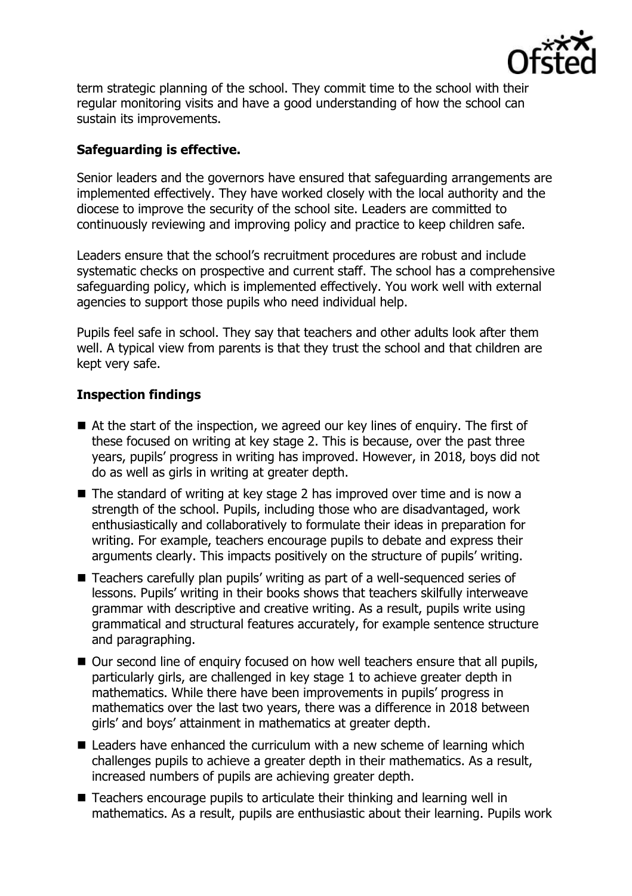term strategic planning of the school. They commit time to the school with their regular monitoring visits and have a good understanding of how the school can sustain its improvements.

**Safeguarding is effective.**

Senior leaders and the governors have ensured that safeguarding arrangements are implemented effectively. They have worked closely with the local authority and the diocese to improve the security of the school site. Leaders are committed to continuously reviewing and improving policy and practice to keep children safe.

Leaders ensure that the school's recruitment procedures are robust and include systematic checks on prospective and current staff. The school has a comprehensive safeguarding policy, which is implemented effectively. You work well with external agencies to support those pupils who need individual help.

Pupils feel safe in school. They say that teachers and other adults look after them well. A typical view from parents is that they trust the school and that children are kept very safe.

## Inspection findings

- At the start of the inspection, we agreed our key lines of enquiry. The first of these focused on writing at key stage 2. This is because, over the past three years, pupils' progress in writing has improved. However, in 2018, boys did not do as well as girls in writing at greater depth.
- The standard of writing at key stage 2 has improved over time and is now a strength of the school. Pupils, including those who are disadvantaged, work enthusiastically and collaboratively to formulate their ideas in preparation for writing. For example, teachers encourage pupils to debate and express their arguments clearly. This impacts positively on the structure of pupils' writing.
- Teachers carefully plan pupils' writing as part of a well-sequenced series of lessons. Pupils' writing in their books shows that teachers skilfully interweave grammar with descriptive and creative writing. As a result, pupils write using grammatical and structural features accurately, for example sentence structure and paragraphing.
- Our second line of enquiry focused on how well teachers ensure that all pupils, particularly girls, are challenged in key stage 1 to achieve greater depth in mathematics. While there have been improvements in pupils' progress in mathematics over the last two years, there was a difference in 2018 between girls' and boys' attainment in mathematics at greater depth.
- Leaders have enhanced the curriculum with a new scheme of learning which challenges pupils to achieve a greater depth in their mathematics. As a result, increased numbers of pupils are achieving greater depth.
- Teachers encourage pupils to articulate their thinking and learning well in mathematics. As a result, pupils are enthusiastic about their learning. Pupils work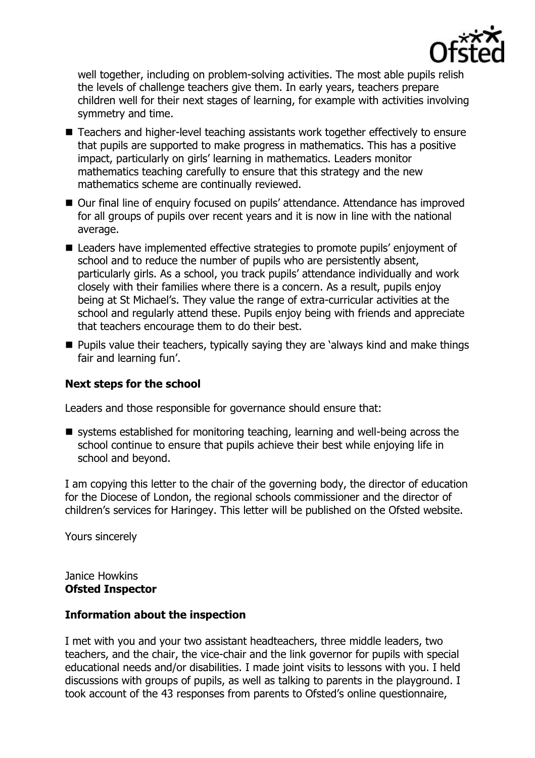well together, including on problem-solving activities. The most able pupils relish the levels of challenge teachers give them. In early years, teachers prepare children well for their next stages of learning, for example with activities involving symmetry and time.

- Teachers and higher-level teaching assistants work together effectively to ensure that pupils are supported to make progress in mathematics. This has a positive impact, particularly on girls' learning in mathematics. Leaders monitor mathematics teaching carefully to ensure that this strategy and the new mathematics scheme are continually reviewed.
- Our final line of enquiry focused on pupils' attendance. Attendance has improved for all groups of pupils over recent years and it is now in line with the national average.
- Leaders have implemented effective strategies to promote pupils' enjoyment of school and to reduce the number of pupils who are persistently absent, particularly girls. As a school, you track pupils' attendance individually and work closely with their families where there is a concern. As a result, pupils enjoy being at St Michael's. They value the range of extra-curricular activities at the school and regularly attend these. Pupils enjoy being with friends and appreciate that teachers encourage them to do their best.
- Pupils value their teachers, typically saying they are 'always kind and make things fair and learning fun'.

## Next steps for the school

Leaders and those responsible for governance should ensure that:

- systems established for monitoring teaching, learning and well-being across the school continue to ensure that pupils achieve their best while enjoying life in school and beyond.

I am copying this letter to the chair of the governing body, the director of education for the Diocese of London, the regional schools commissioner and the director of children's services for Haringey. This letter will be published on the Ofsted website.

Yours sincerely

Janice Howkins
**Ofsted Inspector**

## Information about the inspection

I met with you and your two assistant headteachers, three middle leaders, two teachers, and the chair, the vice-chair and the link governor for pupils with special educational needs and/or disabilities. I made joint visits to lessons with you. I held discussions with groups of pupils, as well as talking to parents in the playground. I took account of the 43 responses from parents to Ofsted's online questionnaire,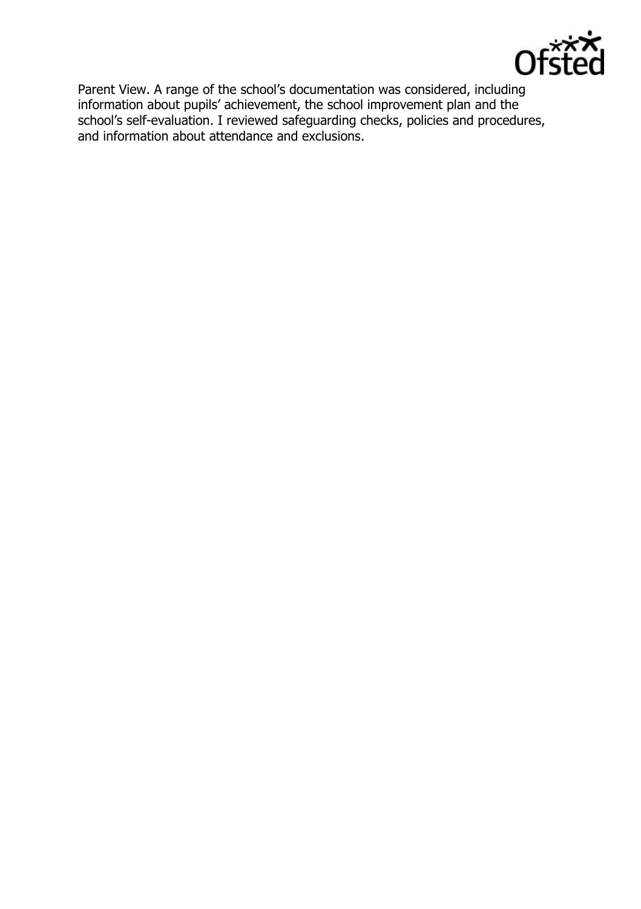Parent View. A range of the school's documentation was considered, including information about pupils' achievement, the school improvement plan and the school's self-evaluation. I reviewed safeguarding checks, policies and procedures, and information about attendance and exclusions.